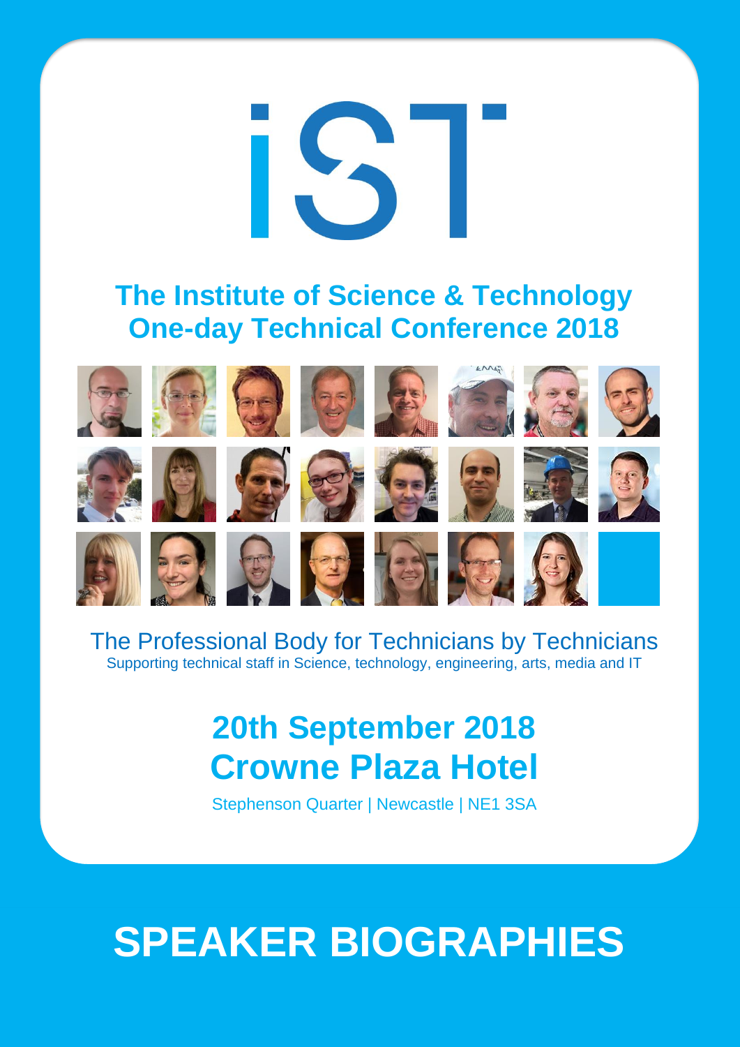# iST

## The Institute of Science & Technology One-day Technical Conference 2018

The Professional Body for Technicians by Technicians

Supporting technical staff in Science, technology, engineering, arts, media and IT

## 20th September 2018
## Crowne Plaza Hotel

Stephenson Quarter | Newcastle | NE1 3SA

# SPEAKER BIOGRAPHIES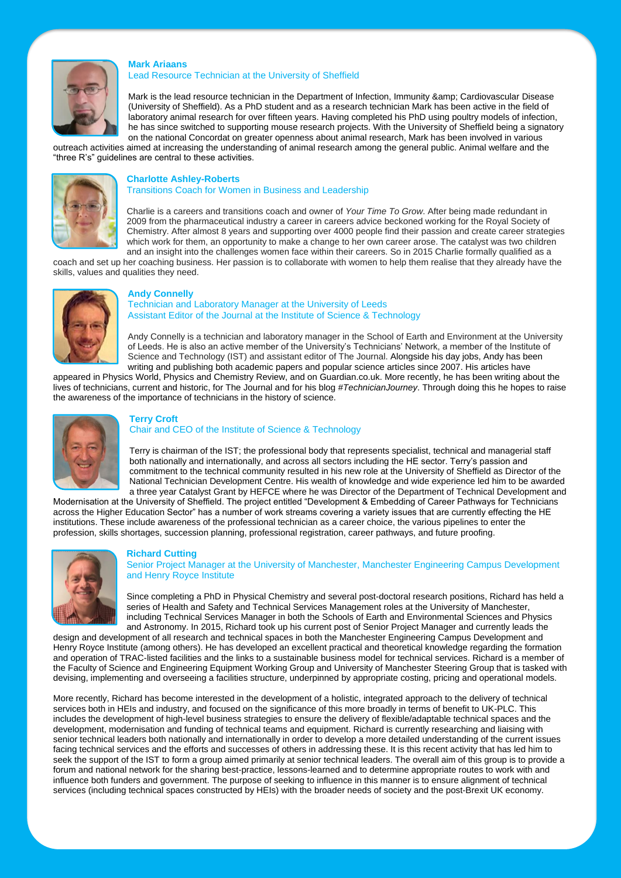**Mark Ariaans**
Lead Resource Technician at the University of Sheffield

Mark is the lead resource technician in the Department of Infection, Immunity &amp; Cardiovascular Disease (University of Sheffield). As a PhD student and as a research technician Mark has been active in the field of laboratory animal research for over fifteen years. Having completed his PhD using poultry models of infection, he has since switched to supporting mouse research projects. With the University of Sheffield being a signatory on the national Concordat on greater openness about animal research, Mark has been involved in various outreach activities aimed at increasing the understanding of animal research among the general public. Animal welfare and the "three R's" guidelines are central to these activities.

**Charlotte Ashley-Roberts**
Transitions Coach for Women in Business and Leadership

Charlie is a careers and transitions coach and owner of *Your Time To Grow*. After being made redundant in 2009 from the pharmaceutical industry a career in careers advice beckoned working for the Royal Society of Chemistry. After almost 8 years and supporting over 4000 people find their passion and create career strategies which work for them, an opportunity to make a change to her own career arose. The catalyst was two children and an insight into the challenges women face within their careers. So in 2015 Charlie formally qualified as a coach and set up her coaching business. Her passion is to collaborate with women to help them realise that they already have the skills, values and qualities they need.

**Andy Connelly**
Technician and Laboratory Manager at the University of Leeds
Assistant Editor of the Journal at the Institute of Science & Technology

Andy Connelly is a technician and laboratory manager in the School of Earth and Environment at the University of Leeds. He is also an active member of the University's Technicians' Network, a member of the Institute of Science and Technology (IST) and assistant editor of The Journal. Alongside his day jobs, Andy has been writing and publishing both academic papers and popular science articles since 2007. His articles have appeared in Physics World, Physics and Chemistry Review, and on Guardian.co.uk. More recently, he has been writing about the lives of technicians, current and historic, for The Journal and for his blog *#TechnicianJourney*. Through doing this he hopes to raise the awareness of the importance of technicians in the history of science.

**Terry Croft**
Chair and CEO of the Institute of Science & Technology

Terry is chairman of the IST; the professional body that represents specialist, technical and managerial staff both nationally and internationally, and across all sectors including the HE sector. Terry's passion and commitment to the technical community resulted in his new role at the University of Sheffield as Director of the National Technician Development Centre. His wealth of knowledge and wide experience led him to be awarded a three year Catalyst Grant by HEFCE where he was Director of the Department of Technical Development and Modernisation at the University of Sheffield. The project entitled "Development & Embedding of Career Pathways for Technicians across the Higher Education Sector" has a number of work streams covering a variety issues that are currently effecting the HE institutions. These include awareness of the professional technician as a career choice, the various pipelines to enter the profession, skills shortages, succession planning, professional registration, career pathways, and future proofing.

**Richard Cutting**
Senior Project Manager at the University of Manchester, Manchester Engineering Campus Development and Henry Royce Institute

Since completing a PhD in Physical Chemistry and several post-doctoral research positions, Richard has held a series of Health and Safety and Technical Services Management roles at the University of Manchester, including Technical Services Manager in both the Schools of Earth and Environmental Sciences and Physics and Astronomy. In 2015, Richard took up his current post of Senior Project Manager and currently leads the design and development of all research and technical spaces in both the Manchester Engineering Campus Development and Henry Royce Institute (among others). He has developed an excellent practical and theoretical knowledge regarding the formation and operation of TRAC-listed facilities and the links to a sustainable business model for technical services. Richard is a member of the Faculty of Science and Engineering Equipment Working Group and University of Manchester Steering Group that is tasked with devising, implementing and overseeing a facilities structure, underpinned by appropriate costing, pricing and operational models.

More recently, Richard has become interested in the development of a holistic, integrated approach to the delivery of technical services both in HEIs and industry, and focused on the significance of this more broadly in terms of benefit to UK-PLC. This includes the development of high-level business strategies to ensure the delivery of flexible/adaptable technical spaces and the development, modernisation and funding of technical teams and equipment. Richard is currently researching and liaising with senior technical leaders both nationally and internationally in order to develop a more detailed understanding of the current issues facing technical services and the efforts and successes of others in addressing these. It is this recent activity that has led him to seek the support of the IST to form a group aimed primarily at senior technical leaders. The overall aim of this group is to provide a forum and national network for the sharing best-practice, lessons-learned and to determine appropriate routes to work with and influence both funders and government. The purpose of seeking to influence in this manner is to ensure alignment of technical services (including technical spaces constructed by HEIs) with the broader needs of society and the post-Brexit UK economy.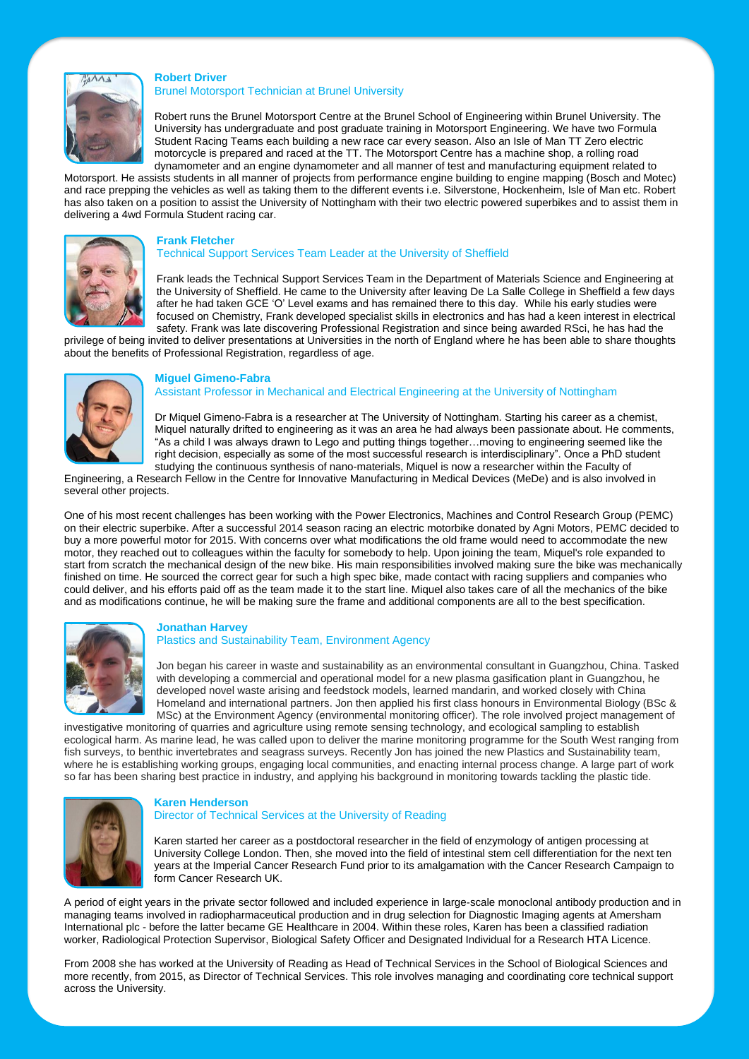### Robert Driver
Brunel Motorsport Technician at Brunel University

Robert runs the Brunel Motorsport Centre at the Brunel School of Engineering within Brunel University. The University has undergraduate and post graduate training in Motorsport Engineering. We have two Formula Student Racing Teams each building a new race car every season. Also an Isle of Man TT Zero electric motorcycle is prepared and raced at the TT. The Motorsport Centre has a machine shop, a rolling road dynamometer and an engine dynamometer and all manner of test and manufacturing equipment related to Motorsport. He assists students in all manner of projects from performance engine building to engine mapping (Bosch and Motec) and race prepping the vehicles as well as taking them to the different events i.e. Silverstone, Hockenheim, Isle of Man etc. Robert has also taken on a position to assist the University of Nottingham with their two electric powered superbikes and to assist them in delivering a 4wd Formula Student racing car.

### Frank Fletcher
Technical Support Services Team Leader at the University of Sheffield

Frank leads the Technical Support Services Team in the Department of Materials Science and Engineering at the University of Sheffield. He came to the University after leaving De La Salle College in Sheffield a few days after he had taken GCE 'O' Level exams and has remained there to this day. While his early studies were focused on Chemistry, Frank developed specialist skills in electronics and has had a keen interest in electrical safety. Frank was late discovering Professional Registration and since being awarded RSci, he has had the privilege of being invited to deliver presentations at Universities in the north of England where he has been able to share thoughts about the benefits of Professional Registration, regardless of age.

### Miguel Gimeno-Fabra
Assistant Professor in Mechanical and Electrical Engineering at the University of Nottingham

Dr Miquel Gimeno-Fabra is a researcher at The University of Nottingham. Starting his career as a chemist, Miquel naturally drifted to engineering as it was an area he had always been passionate about. He comments, "As a child I was always drawn to Lego and putting things together…moving to engineering seemed like the right decision, especially as some of the most successful research is interdisciplinary". Once a PhD student studying the continuous synthesis of nano-materials, Miquel is now a researcher within the Faculty of Engineering, a Research Fellow in the Centre for Innovative Manufacturing in Medical Devices (MeDe) and is also involved in several other projects.

One of his most recent challenges has been working with the Power Electronics, Machines and Control Research Group (PEMC) on their electric superbike. After a successful 2014 season racing an electric motorbike donated by Agni Motors, PEMC decided to buy a more powerful motor for 2015. With concerns over what modifications the old frame would need to accommodate the new motor, they reached out to colleagues within the faculty for somebody to help. Upon joining the team, Miquel's role expanded to start from scratch the mechanical design of the new bike. His main responsibilities involved making sure the bike was mechanically finished on time. He sourced the correct gear for such a high spec bike, made contact with racing suppliers and companies who could deliver, and his efforts paid off as the team made it to the start line. Miquel also takes care of all the mechanics of the bike and as modifications continue, he will be making sure the frame and additional components are all to the best specification.

### Jonathan Harvey
Plastics and Sustainability Team, Environment Agency

Jon began his career in waste and sustainability as an environmental consultant in Guangzhou, China. Tasked with developing a commercial and operational model for a new plasma gasification plant in Guangzhou, he developed novel waste arising and feedstock models, learned mandarin, and worked closely with China Homeland and international partners. Jon then applied his first class honours in Environmental Biology (BSc & MSc) at the Environment Agency (environmental monitoring officer). The role involved project management of investigative monitoring of quarries and agriculture using remote sensing technology, and ecological sampling to establish ecological harm. As marine lead, he was called upon to deliver the marine monitoring programme for the South West ranging from fish surveys, to benthic invertebrates and seagrass surveys. Recently Jon has joined the new Plastics and Sustainability team, where he is establishing working groups, engaging local communities, and enacting internal process change. A large part of work so far has been sharing best practice in industry, and applying his background in monitoring towards tackling the plastic tide.

### Karen Henderson
Director of Technical Services at the University of Reading

Karen started her career as a postdoctoral researcher in the field of enzymology of antigen processing at University College London. Then, she moved into the field of intestinal stem cell differentiation for the next ten years at the Imperial Cancer Research Fund prior to its amalgamation with the Cancer Research Campaign to form Cancer Research UK.

A period of eight years in the private sector followed and included experience in large-scale monoclonal antibody production and in managing teams involved in radiopharmaceutical production and in drug selection for Diagnostic Imaging agents at Amersham International plc - before the latter became GE Healthcare in 2004. Within these roles, Karen has been a classified radiation worker, Radiological Protection Supervisor, Biological Safety Officer and Designated Individual for a Research HTA Licence.

From 2008 she has worked at the University of Reading as Head of Technical Services in the School of Biological Sciences and more recently, from 2015, as Director of Technical Services. This role involves managing and coordinating core technical support across the University.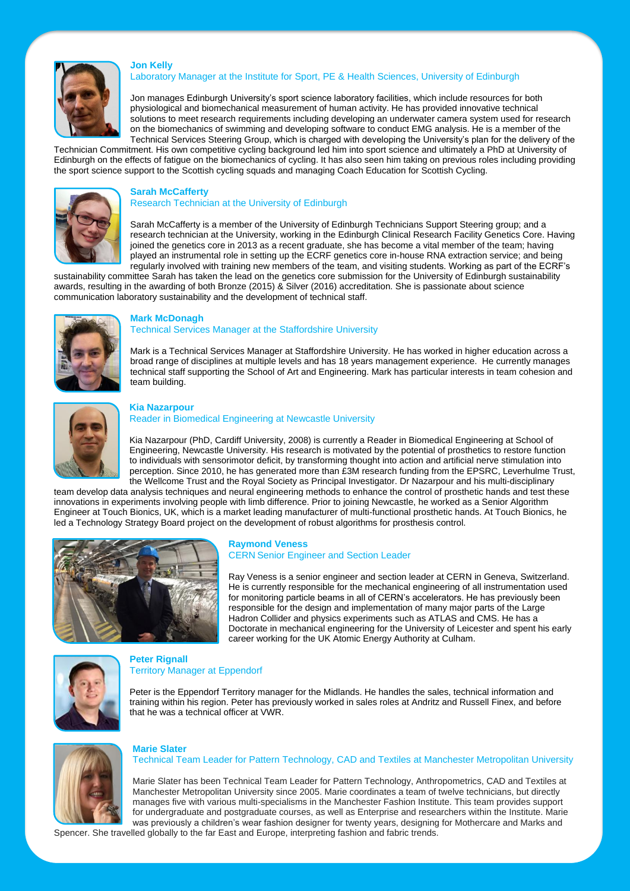### Jon Kelly

Laboratory Manager at the Institute for Sport, PE & Health Sciences, University of Edinburgh

Jon manages Edinburgh University's sport science laboratory facilities, which include resources for both physiological and biomechanical measurement of human activity. He has provided innovative technical solutions to meet research requirements including developing an underwater camera system used for research on the biomechanics of swimming and developing software to conduct EMG analysis. He is a member of the Technical Services Steering Group, which is charged with developing the University's plan for the delivery of the Technician Commitment. His own competitive cycling background led him into sport science and ultimately a PhD at University of Edinburgh on the effects of fatigue on the biomechanics of cycling. It has also seen him taking on previous roles including providing the sport science support to the Scottish cycling squads and managing Coach Education for Scottish Cycling.

### Sarah McCafferty

Research Technician at the University of Edinburgh

Sarah McCafferty is a member of the University of Edinburgh Technicians Support Steering group; and a research technician at the University, working in the Edinburgh Clinical Research Facility Genetics Core. Having joined the genetics core in 2013 as a recent graduate, she has become a vital member of the team; having played an instrumental role in setting up the ECRF genetics core in-house RNA extraction service; and being regularly involved with training new members of the team, and visiting students. Working as part of the ECRF's sustainability committee Sarah has taken the lead on the genetics core submission for the University of Edinburgh sustainability awards, resulting in the awarding of both Bronze (2015) & Silver (2016) accreditation. She is passionate about science communication laboratory sustainability and the development of technical staff.

### Mark McDonagh

Technical Services Manager at the Staffordshire University

Mark is a Technical Services Manager at Staffordshire University. He has worked in higher education across a broad range of disciplines at multiple levels and has 18 years management experience. He currently manages technical staff supporting the School of Art and Engineering. Mark has particular interests in team cohesion and team building.

### Kia Nazarpour

Reader in Biomedical Engineering at Newcastle University

Kia Nazarpour (PhD, Cardiff University, 2008) is currently a Reader in Biomedical Engineering at School of Engineering, Newcastle University. His research is motivated by the potential of prosthetics to restore function to individuals with sensorimotor deficit, by transforming thought into action and artificial nerve stimulation into perception. Since 2010, he has generated more than £3M research funding from the EPSRC, Leverhulme Trust, the Wellcome Trust and the Royal Society as Principal Investigator. Dr Nazarpour and his multi-disciplinary team develop data analysis techniques and neural engineering methods to enhance the control of prosthetic hands and test these innovations in experiments involving people with limb difference. Prior to joining Newcastle, he worked as a Senior Algorithm Engineer at Touch Bionics, UK, which is a market leading manufacturer of multi-functional prosthetic hands. At Touch Bionics, he led a Technology Strategy Board project on the development of robust algorithms for prosthesis control.

### Raymond Veness

CERN Senior Engineer and Section Leader

Ray Veness is a senior engineer and section leader at CERN in Geneva, Switzerland. He is currently responsible for the mechanical engineering of all instrumentation used for monitoring particle beams in all of CERN's accelerators. He has previously been responsible for the design and implementation of many major parts of the Large Hadron Collider and physics experiments such as ATLAS and CMS. He has a Doctorate in mechanical engineering for the University of Leicester and spent his early career working for the UK Atomic Energy Authority at Culham.

### Peter Rignall

Territory Manager at Eppendorf

Peter is the Eppendorf Territory manager for the Midlands. He handles the sales, technical information and training within his region. Peter has previously worked in sales roles at Andritz and Russell Finex, and before that he was a technical officer at VWR.

### Marie Slater

Technical Team Leader for Pattern Technology, CAD and Textiles at Manchester Metropolitan University

Marie Slater has been Technical Team Leader for Pattern Technology, Anthropometrics, CAD and Textiles at Manchester Metropolitan University since 2005. Marie coordinates a team of twelve technicians, but directly manages five with various multi-specialisms in the Manchester Fashion Institute. This team provides support for undergraduate and postgraduate courses, as well as Enterprise and researchers within the Institute. Marie was previously a children's wear fashion designer for twenty years, designing for Mothercare and Marks and Spencer. She travelled globally to the far East and Europe, interpreting fashion and fabric trends.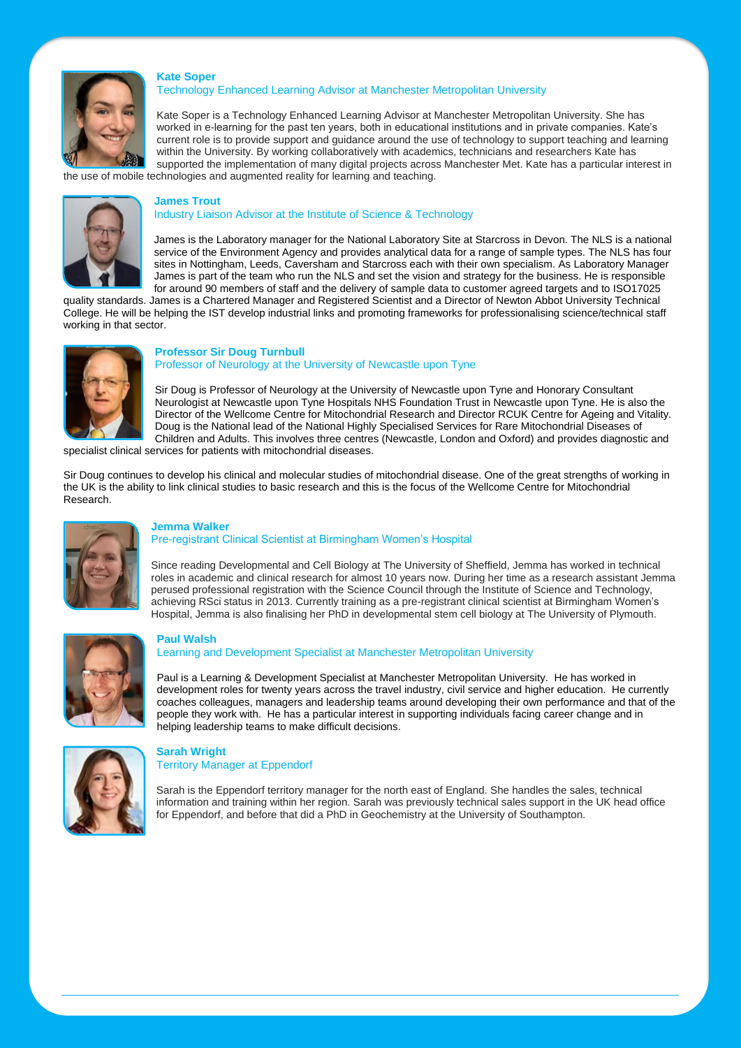**Kate Soper**

Technology Enhanced Learning Advisor at Manchester Metropolitan University

Kate Soper is a Technology Enhanced Learning Advisor at Manchester Metropolitan University. She has worked in e-learning for the past ten years, both in educational institutions and in private companies. Kate's current role is to provide support and guidance around the use of technology to support teaching and learning within the University. By working collaboratively with academics, technicians and researchers Kate has supported the implementation of many digital projects across Manchester Met. Kate has a particular interest in the use of mobile technologies and augmented reality for learning and teaching.

**James Trout**

Industry Liaison Advisor at the Institute of Science & Technology

James is the Laboratory manager for the National Laboratory Site at Starcross in Devon. The NLS is a national service of the Environment Agency and provides analytical data for a range of sample types. The NLS has four sites in Nottingham, Leeds, Caversham and Starcross each with their own specialism. As Laboratory Manager James is part of the team who run the NLS and set the vision and strategy for the business. He is responsible for around 90 members of staff and the delivery of sample data to customer agreed targets and to ISO17025 quality standards. James is a Chartered Manager and Registered Scientist and a Director of Newton Abbot University Technical College. He will be helping the IST develop industrial links and promoting frameworks for professionalising science/technical staff working in that sector.

**Professor Sir Doug Turnbull**

Professor of Neurology at the University of Newcastle upon Tyne

Sir Doug is Professor of Neurology at the University of Newcastle upon Tyne and Honorary Consultant Neurologist at Newcastle upon Tyne Hospitals NHS Foundation Trust in Newcastle upon Tyne. He is also the Director of the Wellcome Centre for Mitochondrial Research and Director RCUK Centre for Ageing and Vitality. Doug is the National lead of the National Highly Specialised Services for Rare Mitochondrial Diseases of Children and Adults. This involves three centres (Newcastle, London and Oxford) and provides diagnostic and specialist clinical services for patients with mitochondrial diseases.

Sir Doug continues to develop his clinical and molecular studies of mitochondrial disease. One of the great strengths of working in the UK is the ability to link clinical studies to basic research and this is the focus of the Wellcome Centre for Mitochondrial Research.

**Jemma Walker**

Pre-registrant Clinical Scientist at Birmingham Women's Hospital

Since reading Developmental and Cell Biology at The University of Sheffield, Jemma has worked in technical roles in academic and clinical research for almost 10 years now. During her time as a research assistant Jemma perused professional registration with the Science Council through the Institute of Science and Technology, achieving RSci status in 2013. Currently training as a pre-registrant clinical scientist at Birmingham Women's Hospital, Jemma is also finalising her PhD in developmental stem cell biology at The University of Plymouth.

**Paul Walsh**

Learning and Development Specialist at Manchester Metropolitan University

Paul is a Learning & Development Specialist at Manchester Metropolitan University. He has worked in development roles for twenty years across the travel industry, civil service and higher education. He currently coaches colleagues, managers and leadership teams around developing their own performance and that of the people they work with. He has a particular interest in supporting individuals facing career change and in helping leadership teams to make difficult decisions.

**Sarah Wright**

Territory Manager at Eppendorf

Sarah is the Eppendorf territory manager for the north east of England. She handles the sales, technical information and training within her region. Sarah was previously technical sales support in the UK head office for Eppendorf, and before that did a PhD in Geochemistry at the University of Southampton.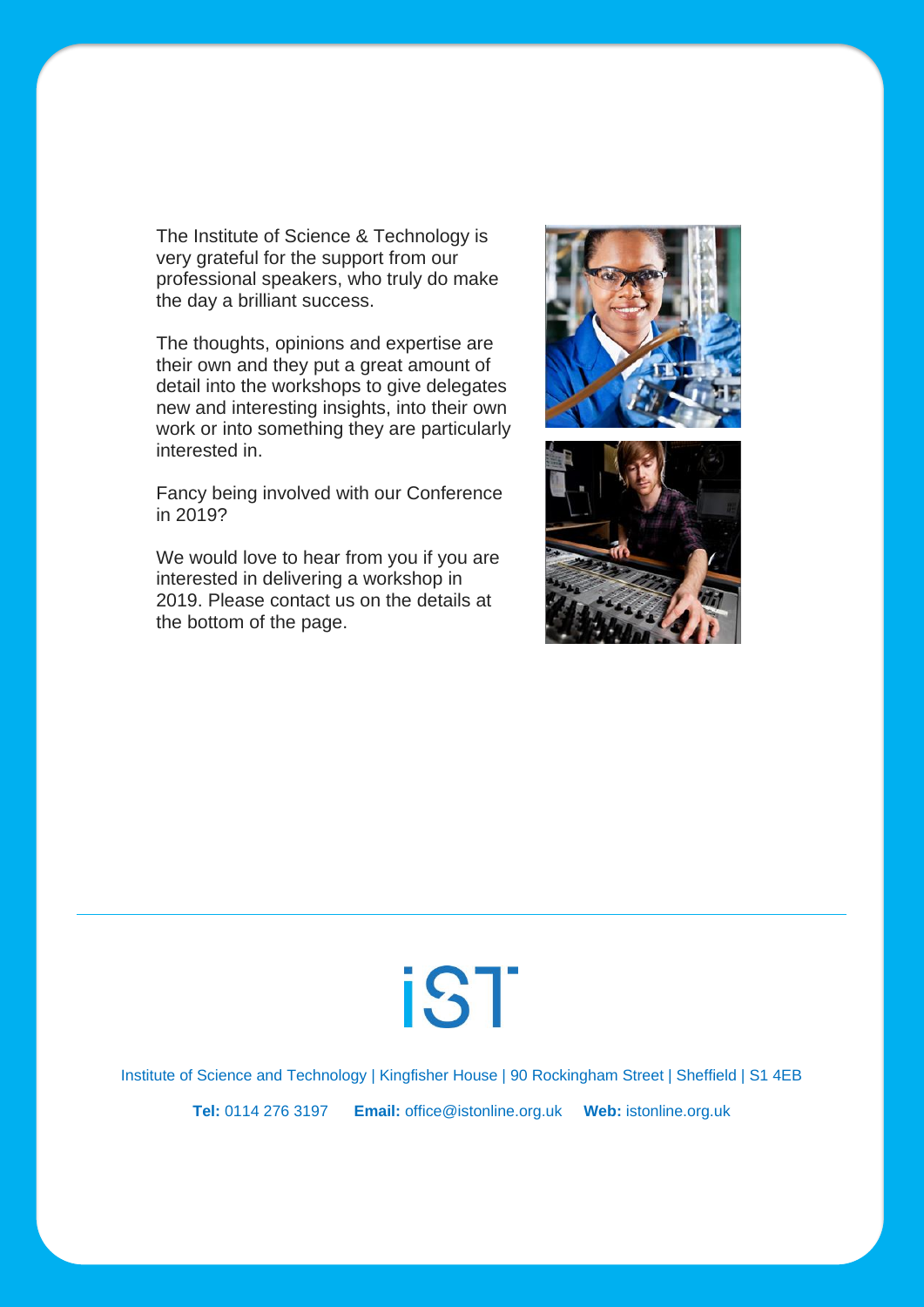The Institute of Science & Technology is very grateful for the support from our professional speakers, who truly do make the day a brilliant success.

The thoughts, opinions and expertise are their own and they put a great amount of detail into the workshops to give delegates new and interesting insights, into their own work or into something they are particularly interested in.

Fancy being involved with our Conference in 2019?

We would love to hear from you if you are interested in delivering a workshop in 2019. Please contact us on the details at the bottom of the page.

---

iST

Institute of Science and Technology | Kingfisher House | 90 Rockingham Street | Sheffield | S1 4EB

**Tel:** 0114 276 3197 **Email:** office@istonline.org.uk **Web:** istonline.org.uk